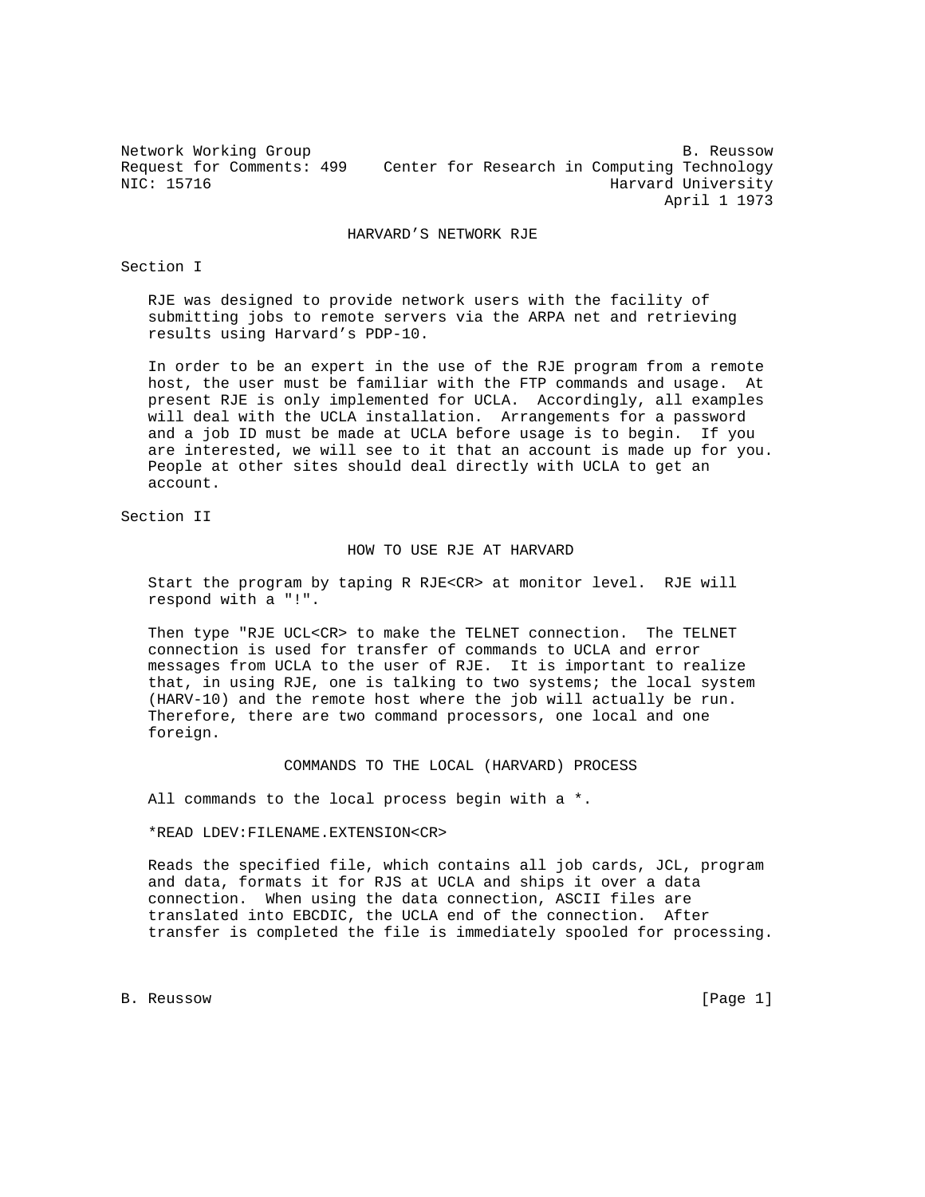Network Working Group                                          B. Reussow
Request for Comments: 499    Center for Research in Computing Technology
NIC: 15716                                             Harvard University
                                                             April 1 1973

# HARVARD'S NETWORK RJE

## Section I

RJE was designed to provide network users with the facility of submitting jobs to remote servers via the ARPA net and retrieving results using Harvard's PDP-10.

In order to be an expert in the use of the RJE program from a remote host, the user must be familiar with the FTP commands and usage. At present RJE is only implemented for UCLA. Accordingly, all examples will deal with the UCLA installation. Arrangements for a password and a job ID must be made at UCLA before usage is to begin. If you are interested, we will see to it that an account is made up for you. People at other sites should deal directly with UCLA to get an account.

## Section II

### HOW TO USE RJE AT HARVARD

Start the program by taping R RJE<CR> at monitor level. RJE will respond with a "!".

Then type "RJE UCL<CR> to make the TELNET connection. The TELNET connection is used for transfer of commands to UCLA and error messages from UCLA to the user of RJE. It is important to realize that, in using RJE, one is talking to two systems; the local system (HARV-10) and the remote host where the job will actually be run. Therefore, there are two command processors, one local and one foreign.

### COMMANDS TO THE LOCAL (HARVARD) PROCESS

All commands to the local process begin with a *.

*READ LDEV:FILENAME.EXTENSION<CR>

Reads the specified file, which contains all job cards, JCL, program and data, formats it for RJS at UCLA and ships it over a data connection. When using the data connection, ASCII files are translated into EBCDIC, the UCLA end of the connection. After transfer is completed the file is immediately spooled for processing.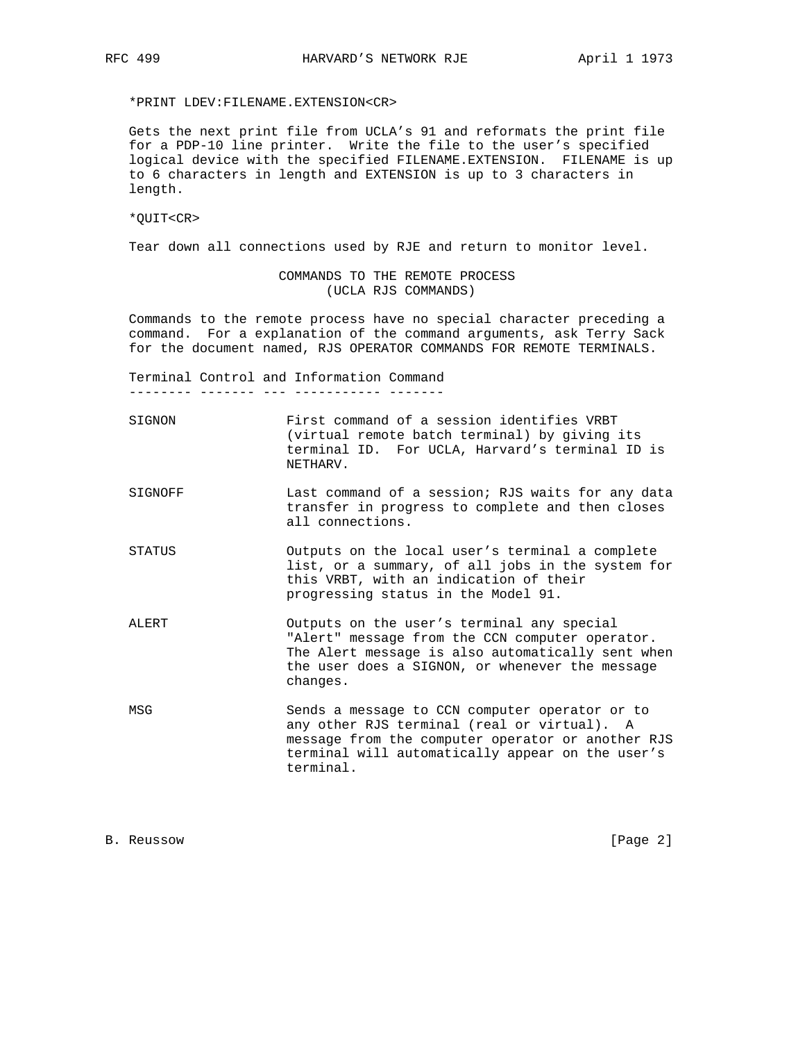*PRINT LDEV:FILENAME.EXTENSION<CR>

Gets the next print file from UCLA's 91 and reformats the print file for a PDP-10 line printer. Write the file to the user's specified logical device with the specified FILENAME.EXTENSION. FILENAME is up to 6 characters in length and EXTENSION is up to 3 characters in length.

*QUIT<CR>

Tear down all connections used by RJE and return to monitor level.

## COMMANDS TO THE REMOTE PROCESS (UCLA RJS COMMANDS)

Commands to the remote process have no special character preceding a command. For a explanation of the command arguments, ask Terry Sack for the document named, RJS OPERATOR COMMANDS FOR REMOTE TERMINALS.

### Terminal Control and Information Command

| | |
|---|---|
| SIGNON | First command of a session identifies VRBT (virtual remote batch terminal) by giving its terminal ID. For UCLA, Harvard's terminal ID is NETHARV. |
| SIGNOFF | Last command of a session; RJS waits for any data transfer in progress to complete and then closes all connections. |
| STATUS | Outputs on the local user's terminal a complete list, or a summary, of all jobs in the system for this VRBT, with an indication of their progressing status in the Model 91. |
| ALERT | Outputs on the user's terminal any special "Alert" message from the CCN computer operator. The Alert message is also automatically sent when the user does a SIGNON, or whenever the message changes. |
| MSG | Sends a message to CCN computer operator or to any other RJS terminal (real or virtual). A message from the computer operator or another RJS terminal will automatically appear on the user's terminal. |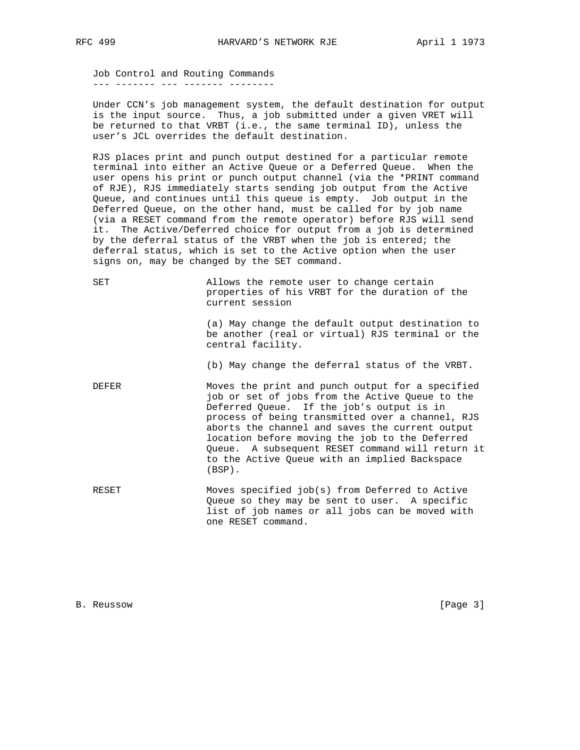## Job Control and Routing Commands

Under CCN's job management system, the default destination for output is the input source. Thus, a job submitted under a given VRET will be returned to that VRBT (i.e., the same terminal ID), unless the user's JCL overrides the default destination.

RJS places print and punch output destined for a particular remote terminal into either an Active Queue or a Deferred Queue. When the user opens his print or punch output channel (via the *PRINT command of RJE), RJS immediately starts sending job output from the Active Queue, and continues until this queue is empty. Job output in the Deferred Queue, on the other hand, must be called for by job name (via a RESET command from the remote operator) before RJS will send it. The Active/Deferred choice for output from a job is determined by the deferral status of the VRBT when the job is entered; the deferral status, which is set to the Active option when the user signs on, may be changed by the SET command.

SET
: Allows the remote user to change certain properties of his VRBT for the duration of the current session

  (a) May change the default output destination to be another (real or virtual) RJS terminal or the central facility.

  (b) May change the deferral status of the VRBT.

DEFER
: Moves the print and punch output for a specified job or set of jobs from the Active Queue to the Deferred Queue. If the job's output is in process of being transmitted over a channel, RJS aborts the channel and saves the current output location before moving the job to the Deferred Queue. A subsequent RESET command will return it to the Active Queue with an implied Backspace (BSP).

RESET
: Moves specified job(s) from Deferred to Active Queue so they may be sent to user. A specific list of job names or all jobs can be moved with one RESET command.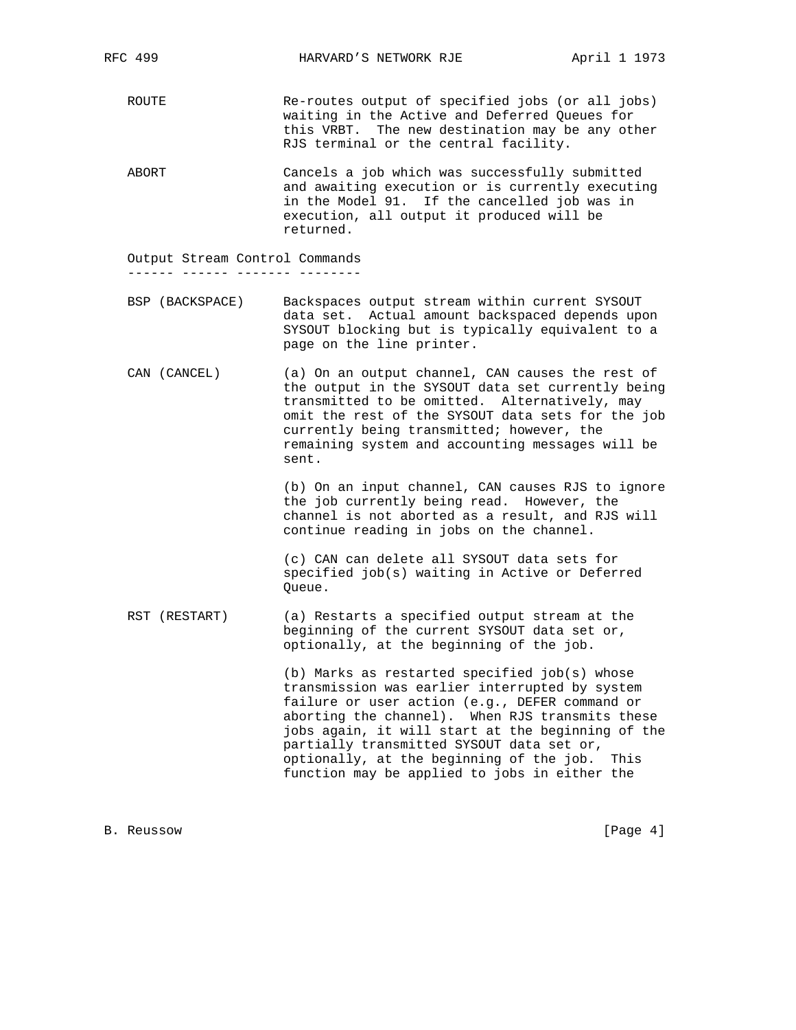ROUTE
: Re-routes output of specified jobs (or all jobs) waiting in the Active and Deferred Queues for this VRBT. The new destination may be any other RJS terminal or the central facility.

ABORT
: Cancels a job which was successfully submitted and awaiting execution or is currently executing in the Model 91. If the cancelled job was in execution, all output it produced will be returned.

### Output Stream Control Commands

BSP (BACKSPACE)
: Backspaces output stream within current SYSOUT data set. Actual amount backspaced depends upon SYSOUT blocking but is typically equivalent to a page on the line printer.

CAN (CANCEL)
: (a) On an output channel, CAN causes the rest of the output in the SYSOUT data set currently being transmitted to be omitted. Alternatively, may omit the rest of the SYSOUT data sets for the job currently being transmitted; however, the remaining system and accounting messages will be sent.

: (b) On an input channel, CAN causes RJS to ignore the job currently being read. However, the channel is not aborted as a result, and RJS will continue reading in jobs on the channel.

: (c) CAN can delete all SYSOUT data sets for specified job(s) waiting in Active or Deferred Queue.

RST (RESTART)
: (a) Restarts a specified output stream at the beginning of the current SYSOUT data set or, optionally, at the beginning of the job.

: (b) Marks as restarted specified job(s) whose transmission was earlier interrupted by system failure or user action (e.g., DEFER command or aborting the channel). When RJS transmits these jobs again, it will start at the beginning of the partially transmitted SYSOUT data set or, optionally, at the beginning of the job. This function may be applied to jobs in either the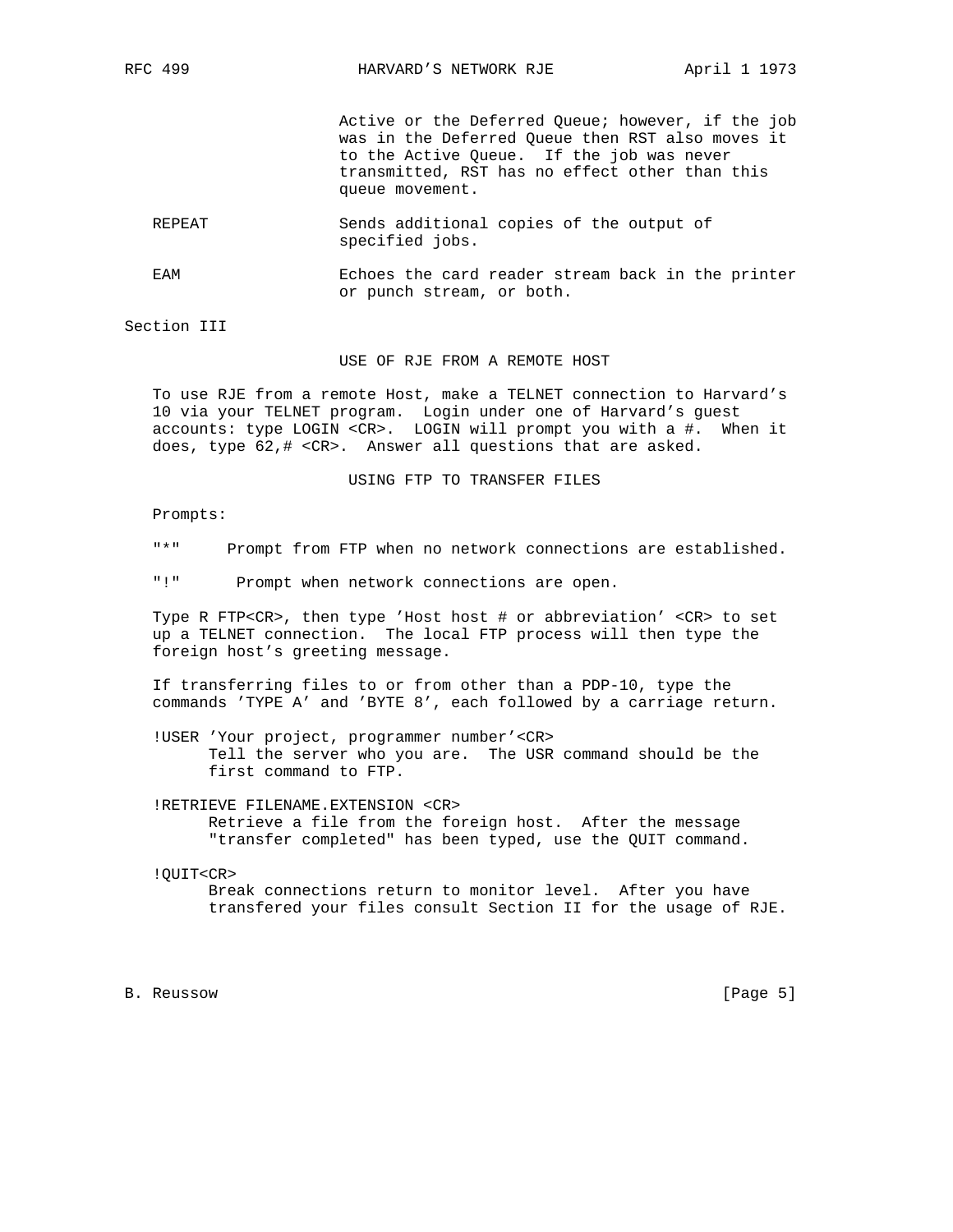Active or the Deferred Queue; however, if the job was in the Deferred Queue then RST also moves it to the Active Queue. If the job was never transmitted, RST has no effect other than this queue movement.

REPEAT — Sends additional copies of the output of specified jobs.

EAM — Echoes the card reader stream back in the printer or punch stream, or both.

Section III

## USE OF RJE FROM A REMOTE HOST

To use RJE from a remote Host, make a TELNET connection to Harvard's 10 via your TELNET program. Login under one of Harvard's guest accounts: type LOGIN <CR>. LOGIN will prompt you with a #. When it does, type 62,# <CR>. Answer all questions that are asked.

## USING FTP TO TRANSFER FILES

Prompts:

"*" Prompt from FTP when no network connections are established.

"!" Prompt when network connections are open.

Type R FTP<CR>, then type 'Host host # or abbreviation' <CR> to set up a TELNET connection. The local FTP process will then type the foreign host's greeting message.

If transferring files to or from other than a PDP-10, type the commands 'TYPE A' and 'BYTE 8', each followed by a carriage return.

!USER 'Your project, programmer number'<CR>
Tell the server who you are. The USR command should be the first command to FTP.

!RETRIEVE FILENAME.EXTENSION <CR>
Retrieve a file from the foreign host. After the message "transfer completed" has been typed, use the QUIT command.

!QUIT<CR>
Break connections return to monitor level. After you have transfered your files consult Section II for the usage of RJE.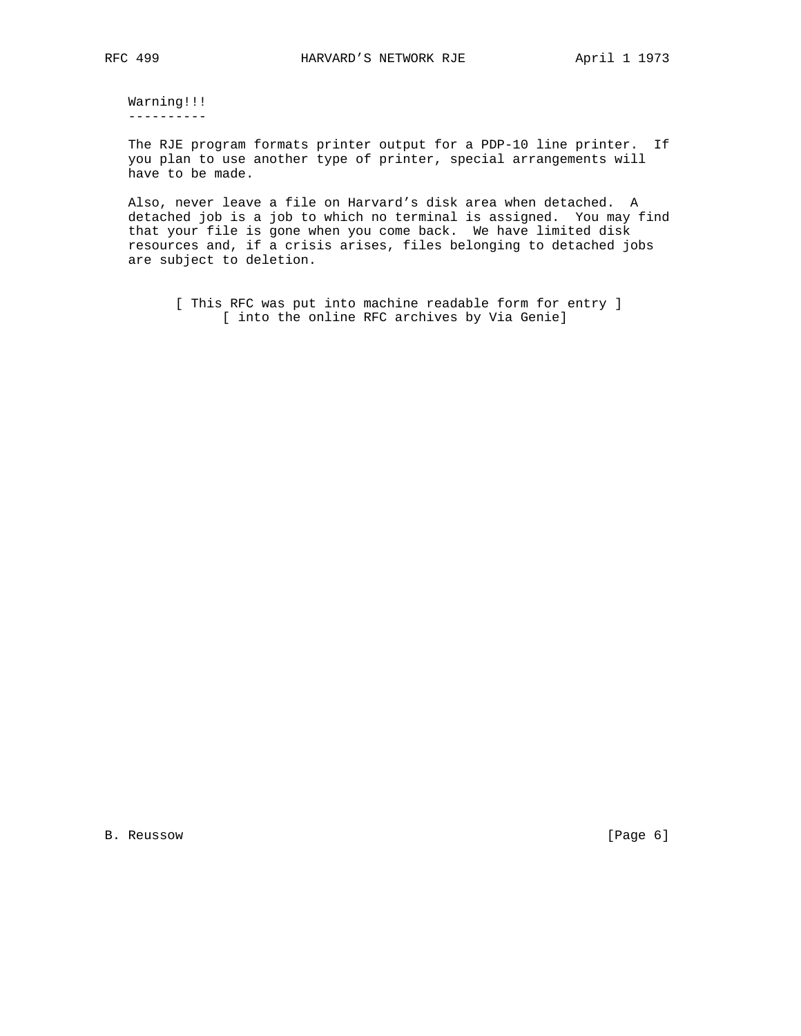## Warning!!!

The RJE program formats printer output for a PDP-10 line printer. If you plan to use another type of printer, special arrangements will have to be made.

Also, never leave a file on Harvard's disk area when detached. A detached job is a job to which no terminal is assigned. You may find that your file is gone when you come back. We have limited disk resources and, if a crisis arises, files belonging to detached jobs are subject to deletion.

[ This RFC was put into machine readable form for entry ]
[ into the online RFC archives by Via Genie]